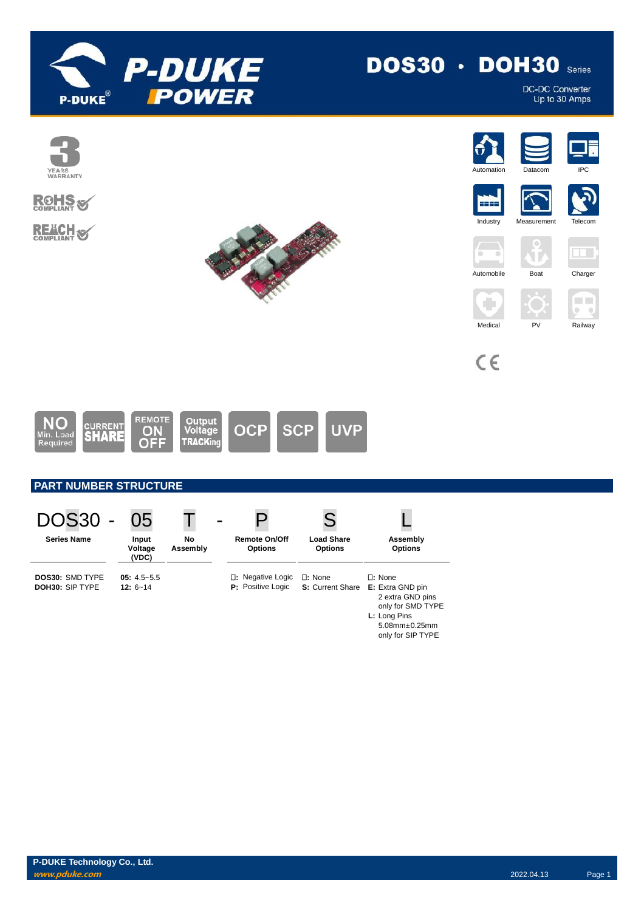# DOS30 · DOH30 Series

DC-DC Converter
Up to 30 Amps

3 YEARS WARRANTY

RoHS COMPLIANT

REACH COMPLIANT

Automation | Datacom | IPC | Industry | Measurement | Telecom | Automobile | Boat | Charger | Medical | PV | Railway

CE

NO Min. Load Required | CURRENT SHARE | REMOTE ON OFF | Output Voltage TRACKing | OCP | SCP | UVP

## PART NUMBER STRUCTURE

| DOS30 - | 05 | T | - | P | S | L |
|---|---|---|---|---|---|---|
| **Series Name** | **Input Voltage (VDC)** | **No Assembly** | | **Remote On/Off Options** | **Load Share Options** | **Assembly Options** |
| **DOS30:** SMD TYPE<br>**DOH30:** SIP TYPE | **05:** 4.5~5.5<br>**12:** 6~14 | | | **□:** Negative Logic<br>**P:** Positive Logic | **□:** None<br>**S:** Current Share | **□:** None<br>**E:** Extra GND pin<br>2 extra GND pins<br>only for SMD TYPE<br>**L:** Long Pins<br>5.08mm±0.25mm<br>only for SIP TYPE |

**P-DUKE Technology Co., Ltd.**
*www.pduke.com*

2022.04.13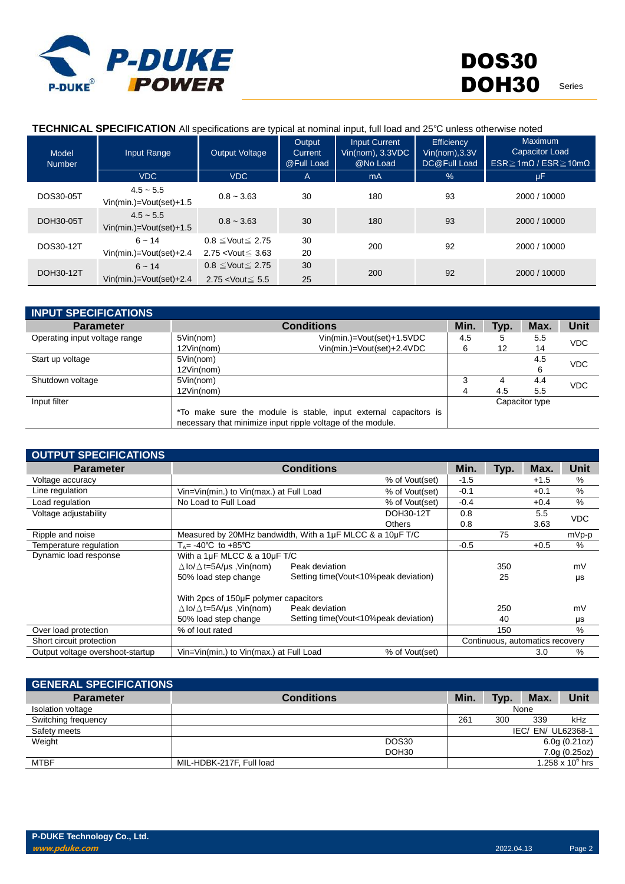**TECHNICAL SPECIFICATION** All specifications are typical at nominal input, full load and 25℃ unless otherwise noted

| Model Number | Input Range | Output Voltage | Output Current @Full Load | Input Current Vin(nom), 3.3VDC @No Load | Efficiency Vin(nom),3.3V DC@Full Load | Maximum Capacitor Load ESR≧1mΩ / ESR≧10mΩ |
|---|---|---|---|---|---|---|
| | VDC | VDC | A | mA | % | μF |
| DOS30-05T | 4.5 ~ 5.5 Vin(min.)=Vout(set)+1.5 | 0.8 ~ 3.63 | 30 | 180 | 93 | 2000 / 10000 |
| DOH30-05T | 4.5 ~ 5.5 Vin(min.)=Vout(set)+1.5 | 0.8 ~ 3.63 | 30 | 180 | 93 | 2000 / 10000 |
| DOS30-12T | 6 ~ 14 Vin(min.)=Vout(set)+2.4 | 0.8 ≦Vout≦ 2.75<br>2.75 <Vout≦ 3.63 | 30<br>20 | 200 | 92 | 2000 / 10000 |
| DOH30-12T | 6 ~ 14 Vin(min.)=Vout(set)+2.4 | 0.8 ≦Vout≦ 2.75<br>2.75 <Vout≦ 5.5 | 30<br>25 | 200 | 92 | 2000 / 10000 |

## INPUT SPECIFICATIONS

| Parameter | Conditions | | Min. | Typ. | Max. | Unit |
|---|---|---|---|---|---|---|
| Operating input voltage range | 5Vin(nom) | Vin(min.)=Vout(set)+1.5VDC | 4.5 | 5 | 5.5 | VDC |
| | 12Vin(nom) | Vin(min.)=Vout(set)+2.4VDC | 6 | 12 | 14 | |
| Start up voltage | 5Vin(nom) | | | | 4.5 | VDC |
| | 12Vin(nom) | | | | 6 | |
| Shutdown voltage | 5Vin(nom) | | 3 | 4 | 4.4 | VDC |
| | 12Vin(nom) | | 4 | 4.5 | 5.5 | |
| Input filter | *To make sure the module is stable, input external capacitors is necessary that minimize input ripple voltage of the module. | | Capacitor type | | | |

## OUTPUT SPECIFICATIONS

| Parameter | Conditions | | Min. | Typ. | Max. | Unit |
|---|---|---|---|---|---|---|
| Voltage accuracy | | % of Vout(set) | -1.5 | | +1.5 | % |
| Line regulation | Vin=Vin(min.) to Vin(max.) at Full Load | % of Vout(set) | -0.1 | | +0.1 | % |
| Load regulation | No Load to Full Load | % of Vout(set) | -0.4 | | +0.4 | % |
| Voltage adjustability | | DOH30-12T | 0.8 | | 5.5 | VDC |
| | | Others | 0.8 | | 3.63 | |
| Ripple and noise | Measured by 20MHz bandwidth, With a 1μF MLCC & a 10μF T/C | | | 75 | | mVp-p |
| Temperature regulation | $T_A$= -40℃ to +85℃ | | -0.5 | | +0.5 | % |
| Dynamic load response | With a 1μF MLCC & a 10μF T/C | | | | | |
| | △Io/△t=5A/μs ,Vin(nom) | Peak deviation | | 350 | | mV |
| | 50% load step change | Setting time(Vout<10%peak deviation) | | 25 | | μs |
| | With 2pcs of 150μF polymer capacitors | | | | | |
| | △Io/△t=5A/μs ,Vin(nom) | Peak deviation | | 250 | | mV |
| | 50% load step change | Setting time(Vout<10%peak deviation) | | 40 | | μs |
| Over load protection | % of Iout rated | | | 150 | | % |
| Short circuit protection | | | Continuous, automatics recovery | | | |
| Output voltage overshoot-startup | Vin=Vin(min.) to Vin(max.) at Full Load | % of Vout(set) | | | 3.0 | % |

## GENERAL SPECIFICATIONS

| Parameter | Conditions | Min. | Typ. | Max. | Unit |
|---|---|---|---|---|---|
| Isolation voltage | | | None | | |
| Switching frequency | | 261 | 300 | 339 | kHz |
| Safety meets | | | | | IEC/ EN/ UL62368-1 |
| Weight | DOS30 | | | | 6.0g (0.21oz) |
| | DOH30 | | | | 7.0g (0.25oz) |
| MTBF | MIL-HDBK-217F, Full load | | | | 1.258 x $10^6$ hrs |

P-DUKE Technology Co., Ltd.
www.pduke.com
2022.04.13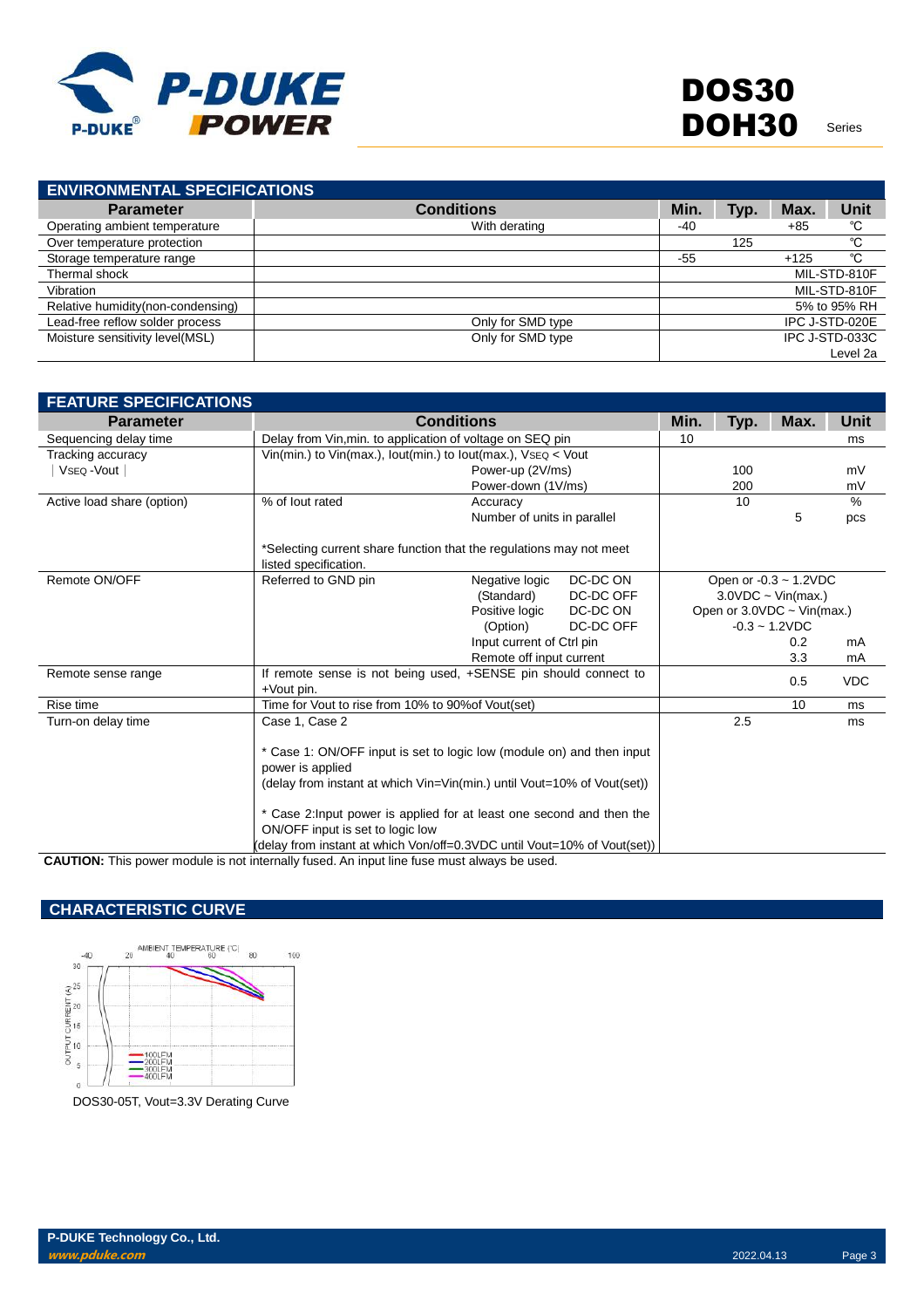## ENVIRONMENTAL SPECIFICATIONS

| Parameter | Conditions | Min. | Typ. | Max. | Unit |
|---|---|---|---|---|---|
| Operating ambient temperature | With derating | -40 | | +85 | ℃ |
| Over temperature protection | | | 125 | | ℃ |
| Storage temperature range | | -55 | | +125 | ℃ |
| Thermal shock | | | | | MIL-STD-810F |
| Vibration | | | | | MIL-STD-810F |
| Relative humidity(non-condensing) | | | | | 5% to 95% RH |
| Lead-free reflow solder process | Only for SMD type | | | | IPC J-STD-020E |
| Moisture sensitivity level(MSL) | Only for SMD type | | | | IPC J-STD-033C Level 2a |

## FEATURE SPECIFICATIONS

| Parameter | Conditions | | | Min. | Typ. | Max. | Unit |
|---|---|---|---|---|---|---|---|
| Sequencing delay time | Delay from Vin,min. to application of voltage on SEQ pin | | | 10 | | | ms |
| Tracking accuracy ∣ $V_{SEQ}$ -Vout ∣ | Vin(min.) to Vin(max.), Iout(min.) to Iout(max.), $V_{SEQ}$ < Vout | Power-up (2V/ms) | | | 100 | | mV |
| | | Power-down (1V/ms) | | | 200 | | mV |
| Active load share (option) | % of Iout rated | Accuracy | | | 10 | | % |
| | | Number of units in parallel | | | | 5 | pcs |
| | *Selecting current share function that the regulations may not meet listed specification. | | | | | | |
| Remote ON/OFF | Referred to GND pin | Negative logic (Standard) | DC-DC ON | Open or -0.3 ~ 1.2VDC | | | |
| | | | DC-DC OFF | 3.0VDC ~ Vin(max.) | | | |
| | | Positive logic (Option) | DC-DC ON | Open or 3.0VDC ~ Vin(max.) | | | |
| | | | DC-DC OFF | -0.3 ~ 1.2VDC | | | |
| | | Input current of Ctrl pin | | | | 0.2 | mA |
| | | Remote off input current | | | | 3.3 | mA |
| Remote sense range | If remote sense is not being used, +SENSE pin should connect to +Vout pin. | | | | | 0.5 | VDC |
| Rise time | Time for Vout to rise from 10% to 90%of Vout(set) | | | | | 10 | ms |
| Turn-on delay time | Case 1, Case 2<br><br>* Case 1: ON/OFF input is set to logic low (module on) and then input power is applied<br>(delay from instant at which Vin=Vin(min.) until Vout=10% of Vout(set))<br><br>* Case 2:Input power is applied for at least one second and then the ON/OFF input is set to logic low<br>(delay from instant at which Von/off=0.3VDC until Vout=10% of Vout(set)) | | | | 2.5 | | ms |

**CAUTION:** This power module is not internally fused. An input line fuse must always be used.

## CHARACTERISTIC CURVE

DOS30-05T, Vout=3.3V Derating Curve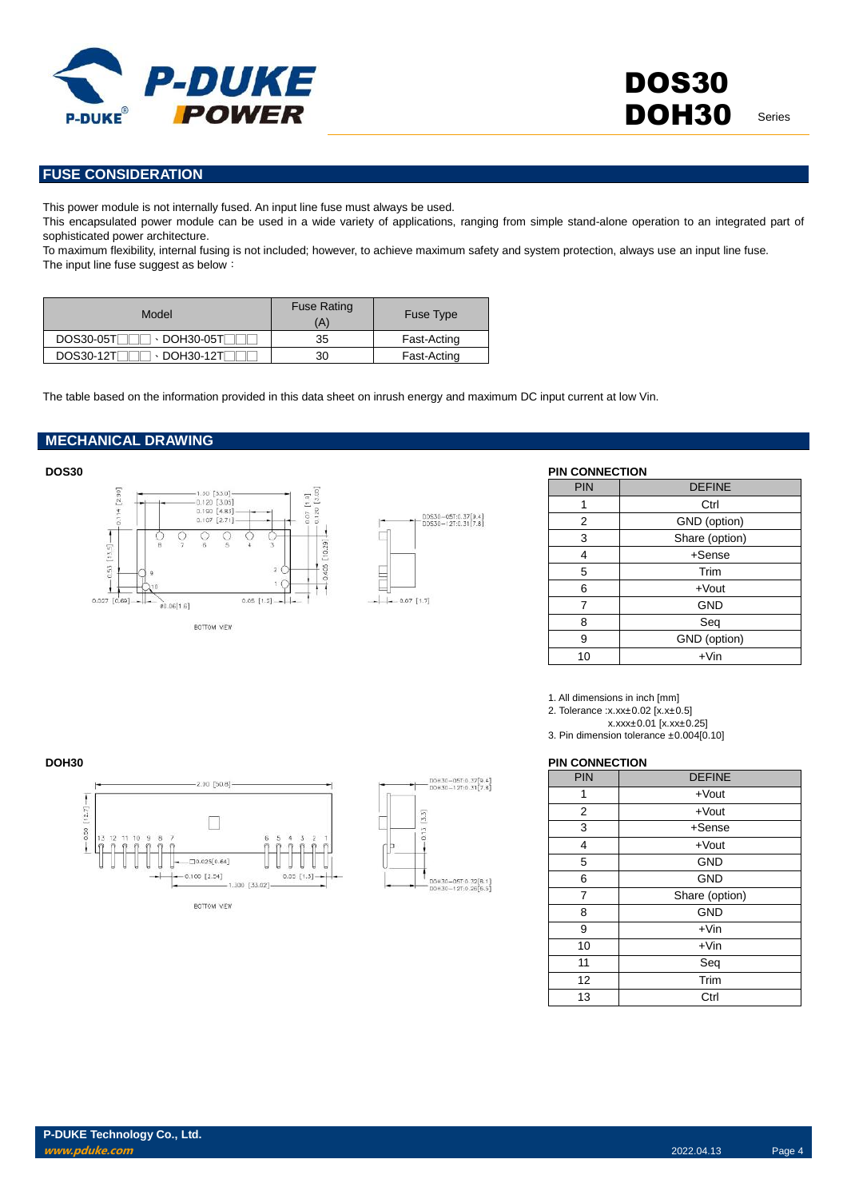## FUSE CONSIDERATION

This power module is not internally fused. An input line fuse must always be used.
This encapsulated power module can be used in a wide variety of applications, ranging from simple stand-alone operation to an integrated part of sophisticated power architecture.
To maximum flexibility, internal fusing is not included; however, to achieve maximum safety and system protection, always use an input line fuse.
The input line fuse suggest as below：

| Model | Fuse Rating (A) | Fuse Type |
|---|---|---|
| DOS30-05T□□□ 、DOH30-05T□□□ | 35 | Fast-Acting |
| DOS30-12T□□□ 、DOH30-12T□□□ | 30 | Fast-Acting |

The table based on the information provided in this data sheet on inrush energy and maximum DC input current at low Vin.

## MECHANICAL DRAWING

### DOS30

BOTTOM VIEW

**PIN CONNECTION**

| PIN | DEFINE |
|---|---|
| 1 | Ctrl |
| 2 | GND (option) |
| 3 | Share (option) |
| 4 | +Sense |
| 5 | Trim |
| 6 | +Vout |
| 7 | GND |
| 8 | Seq |
| 9 | GND (option) |
| 10 | +Vin |

1. All dimensions in inch [mm]
2. Tolerance :x.xx±0.02 [x.x±0.5]
   x.xxx±0.01 [x.xx±0.25]
3. Pin dimension tolerance ±0.004[0.10]

### DOH30

BOTTOM VIEW

**PIN CONNECTION**

| PIN | DEFINE |
|---|---|
| 1 | +Vout |
| 2 | +Vout |
| 3 | +Sense |
| 4 | +Vout |
| 5 | GND |
| 6 | GND |
| 7 | Share (option) |
| 8 | GND |
| 9 | +Vin |
| 10 | +Vin |
| 11 | Seq |
| 12 | Trim |
| 13 | Ctrl |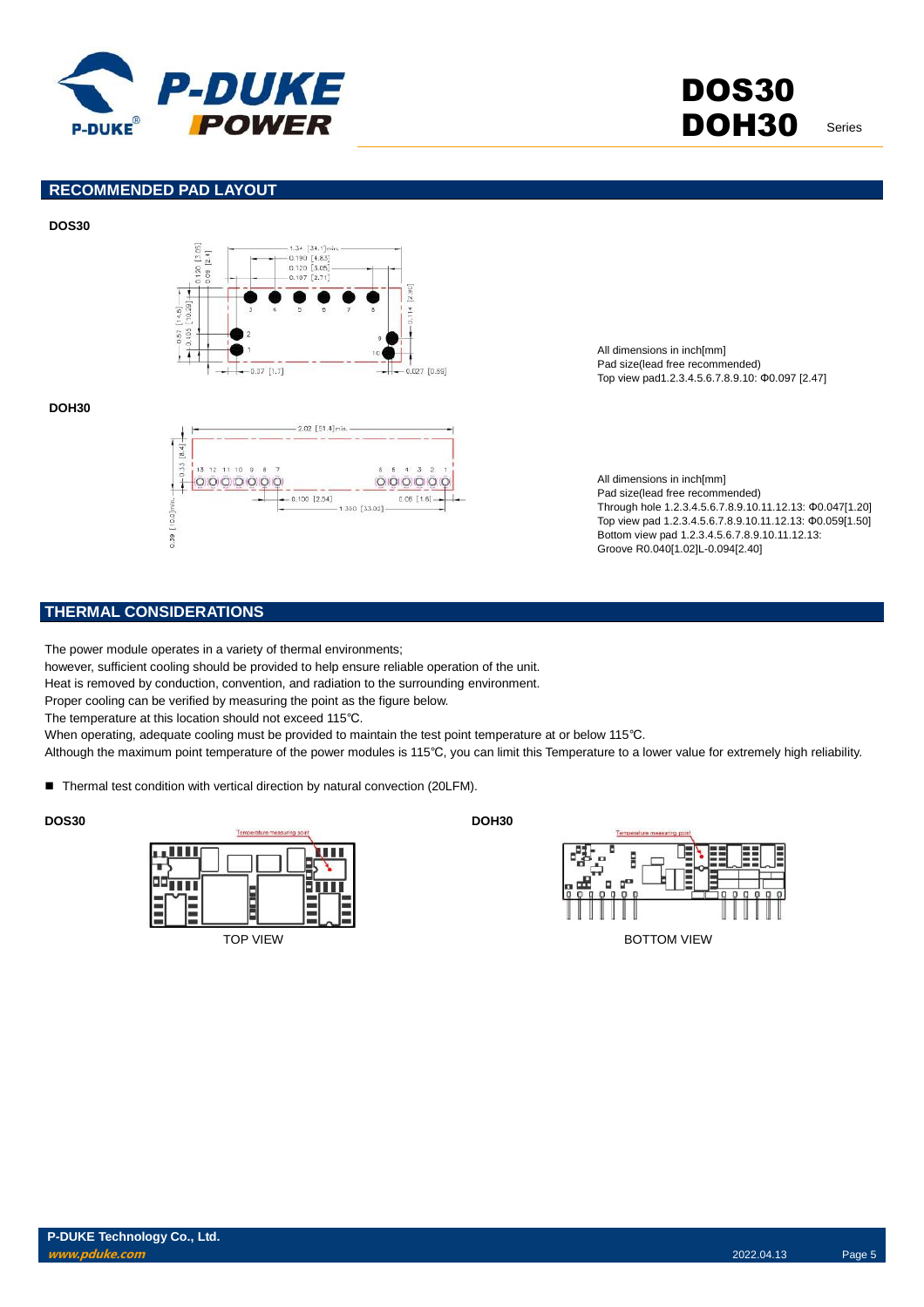## RECOMMENDED PAD LAYOUT

**DOS30**

All dimensions in inch[mm]
Pad size(lead free recommended)
Top view pad1.2.3.4.5.6.7.8.9.10: Φ0.097 [2.47]

**DOH30**

All dimensions in inch[mm]
Pad size(lead free recommended)
Through hole 1.2.3.4.5.6.7.8.9.10.11.12.13: Φ0.047[1.20]
Top view pad 1.2.3.4.5.6.7.8.9.10.11.12.13: Φ0.059[1.50]
Bottom view pad 1.2.3.4.5.6.7.8.9.10.11.12.13:
Groove R0.040[1.02]L-0.094[2.40]

## THERMAL CONSIDERATIONS

The power module operates in a variety of thermal environments;
however, sufficient cooling should be provided to help ensure reliable operation of the unit.
Heat is removed by conduction, convention, and radiation to the surrounding environment.
Proper cooling can be verified by measuring the point as the figure below.
The temperature at this location should not exceed 115℃.
When operating, adequate cooling must be provided to maintain the test point temperature at or below 115℃.
Although the maximum point temperature of the power modules is 115℃, you can limit this Temperature to a lower value for extremely high reliability.

- Thermal test condition with vertical direction by natural convection (20LFM).

**DOS30**

TOP VIEW

**DOH30**

BOTTOM VIEW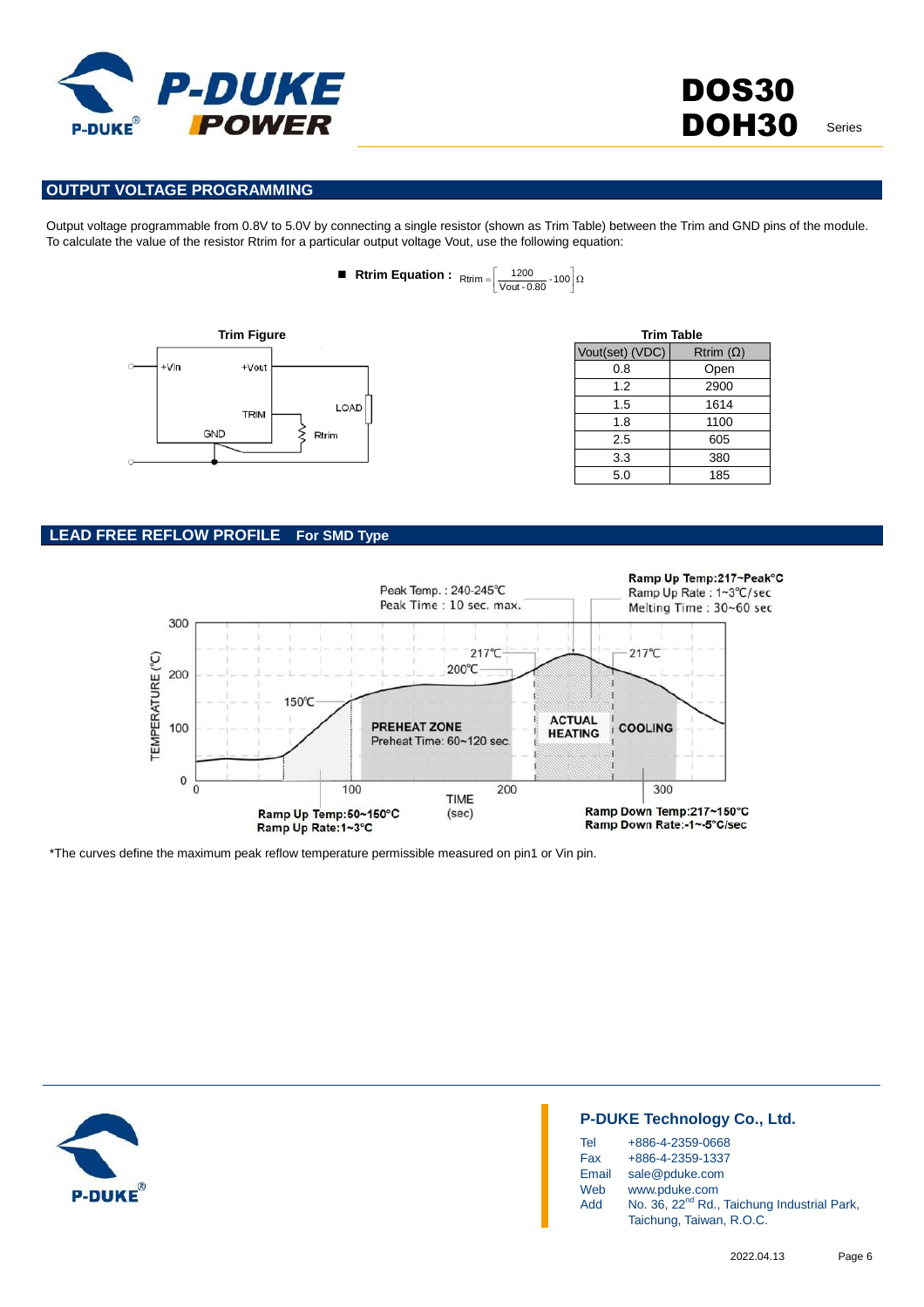## OUTPUT VOLTAGE PROGRAMMING

Output voltage programmable from 0.8V to 5.0V by connecting a single resistor (shown as Trim Table) between the Trim and GND pins of the module.
To calculate the value of the resistor Rtrim for a particular output voltage Vout, use the following equation:

■ **Rtrim Equation :** $Rtrim = \left[\frac{1200}{Vout - 0.80} - 100\right]\Omega$

**Trim Figure**

+Vin
+Vout
TRIM
GND
LOAD
Rtrim

**Trim Table**

| Vout(set) (VDC) | Rtrim (Ω) |
|---|---|
| 0.8 | Open |
| 1.2 | 2900 |
| 1.5 | 1614 |
| 1.8 | 1100 |
| 2.5 | 605 |
| 3.3 | 380 |
| 5.0 | 185 |

## LEAD FREE REFLOW PROFILE For SMD Type

Peak Temp. : 240-245℃
Peak Time : 10 sec. max.

Ramp Up Temp:217~Peak°C
Ramp Up Rate : 1~3℃/sec
Melting Time : 30~60 sec

TEMPERATURE (℃)
300
200
100
0
0
100
200
300
TIME (sec)
217℃
200℃
150℃
217℃
PREHEAT ZONE
Preheat Time: 60~120 sec.
ACTUAL HEATING
COOLING

Ramp Up Temp:50~150°C
Ramp Up Rate:1~3°C

Ramp Down Temp:217~150°C
Ramp Down Rate:-1~-5°C/sec

*The curves define the maximum peak reflow temperature permissible measured on pin1 or Vin pin.

**P-DUKE Technology Co., Ltd.**

Tel +886-4-2359-0668
Fax +886-4-2359-1337
Email sale@pduke.com
Web www.pduke.com
Add No. 36, 22nd Rd., Taichung Industrial Park, Taichung, Taiwan, R.O.C.

2022.04.13